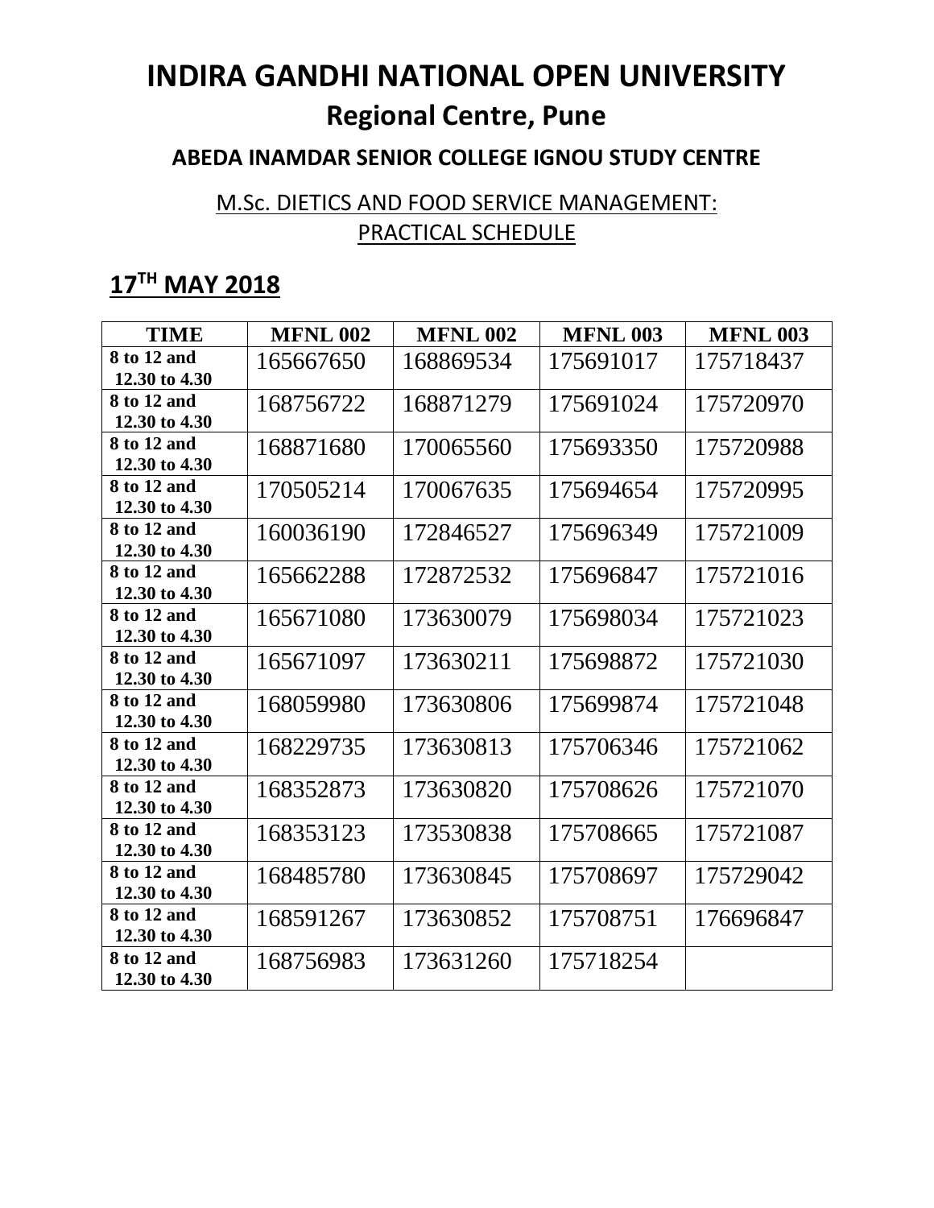# INDIRA GANDHI NATIONAL OPEN UNIVERSITY

## Regional Centre, Pune

### ABEDA INAMDAR SENIOR COLLEGE IGNOU STUDY CENTRE

M.Sc. DIETICS AND FOOD SERVICE MANAGEMENT:
PRACTICAL SCHEDULE

## 17TH MAY 2018

| TIME | MFNL 002 | MFNL 002 | MFNL 003 | MFNL 003 |
|---|---|---|---|---|
| 8 to 12 and 12.30 to 4.30 | 165667650 | 168869534 | 175691017 | 175718437 |
| 8 to 12 and 12.30 to 4.30 | 168756722 | 168871279 | 175691024 | 175720970 |
| 8 to 12 and 12.30 to 4.30 | 168871680 | 170065560 | 175693350 | 175720988 |
| 8 to 12 and 12.30 to 4.30 | 170505214 | 170067635 | 175694654 | 175720995 |
| 8 to 12 and 12.30 to 4.30 | 160036190 | 172846527 | 175696349 | 175721009 |
| 8 to 12 and 12.30 to 4.30 | 165662288 | 172872532 | 175696847 | 175721016 |
| 8 to 12 and 12.30 to 4.30 | 165671080 | 173630079 | 175698034 | 175721023 |
| 8 to 12 and 12.30 to 4.30 | 165671097 | 173630211 | 175698872 | 175721030 |
| 8 to 12 and 12.30 to 4.30 | 168059980 | 173630806 | 175699874 | 175721048 |
| 8 to 12 and 12.30 to 4.30 | 168229735 | 173630813 | 175706346 | 175721062 |
| 8 to 12 and 12.30 to 4.30 | 168352873 | 173630820 | 175708626 | 175721070 |
| 8 to 12 and 12.30 to 4.30 | 168353123 | 173530838 | 175708665 | 175721087 |
| 8 to 12 and 12.30 to 4.30 | 168485780 | 173630845 | 175708697 | 175729042 |
| 8 to 12 and 12.30 to 4.30 | 168591267 | 173630852 | 175708751 | 176696847 |
| 8 to 12 and 12.30 to 4.30 | 168756983 | 173631260 | 175718254 | |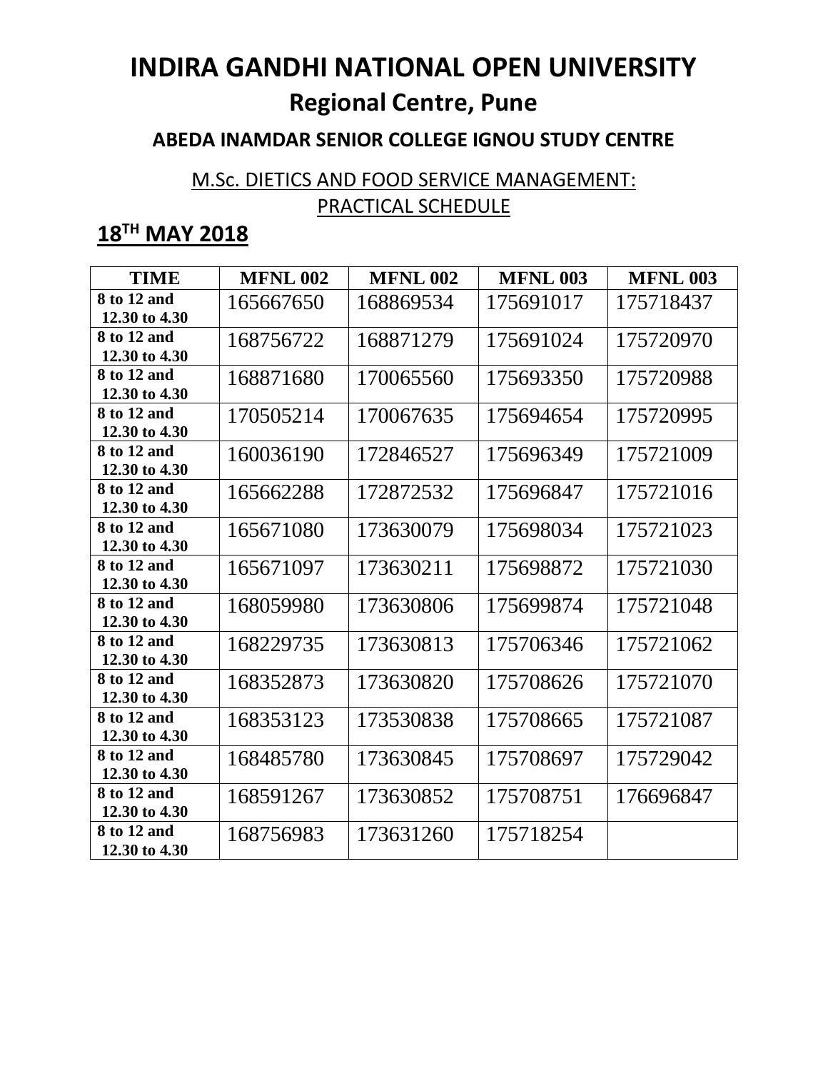# INDIRA GANDHI NATIONAL OPEN UNIVERSITY

## Regional Centre, Pune

### ABEDA INAMDAR SENIOR COLLEGE IGNOU STUDY CENTRE

M.Sc. DIETICS AND FOOD SERVICE MANAGEMENT:
PRACTICAL SCHEDULE

## 18TH MAY 2018

| TIME | MFNL 002 | MFNL 002 | MFNL 003 | MFNL 003 |
|---|---|---|---|---|
| 8 to 12 and 12.30 to 4.30 | 165667650 | 168869534 | 175691017 | 175718437 |
| 8 to 12 and 12.30 to 4.30 | 168756722 | 168871279 | 175691024 | 175720970 |
| 8 to 12 and 12.30 to 4.30 | 168871680 | 170065560 | 175693350 | 175720988 |
| 8 to 12 and 12.30 to 4.30 | 170505214 | 170067635 | 175694654 | 175720995 |
| 8 to 12 and 12.30 to 4.30 | 160036190 | 172846527 | 175696349 | 175721009 |
| 8 to 12 and 12.30 to 4.30 | 165662288 | 172872532 | 175696847 | 175721016 |
| 8 to 12 and 12.30 to 4.30 | 165671080 | 173630079 | 175698034 | 175721023 |
| 8 to 12 and 12.30 to 4.30 | 165671097 | 173630211 | 175698872 | 175721030 |
| 8 to 12 and 12.30 to 4.30 | 168059980 | 173630806 | 175699874 | 175721048 |
| 8 to 12 and 12.30 to 4.30 | 168229735 | 173630813 | 175706346 | 175721062 |
| 8 to 12 and 12.30 to 4.30 | 168352873 | 173630820 | 175708626 | 175721070 |
| 8 to 12 and 12.30 to 4.30 | 168353123 | 173530838 | 175708665 | 175721087 |
| 8 to 12 and 12.30 to 4.30 | 168485780 | 173630845 | 175708697 | 175729042 |
| 8 to 12 and 12.30 to 4.30 | 168591267 | 173630852 | 175708751 | 176696847 |
| 8 to 12 and 12.30 to 4.30 | 168756983 | 173631260 | 175718254 | |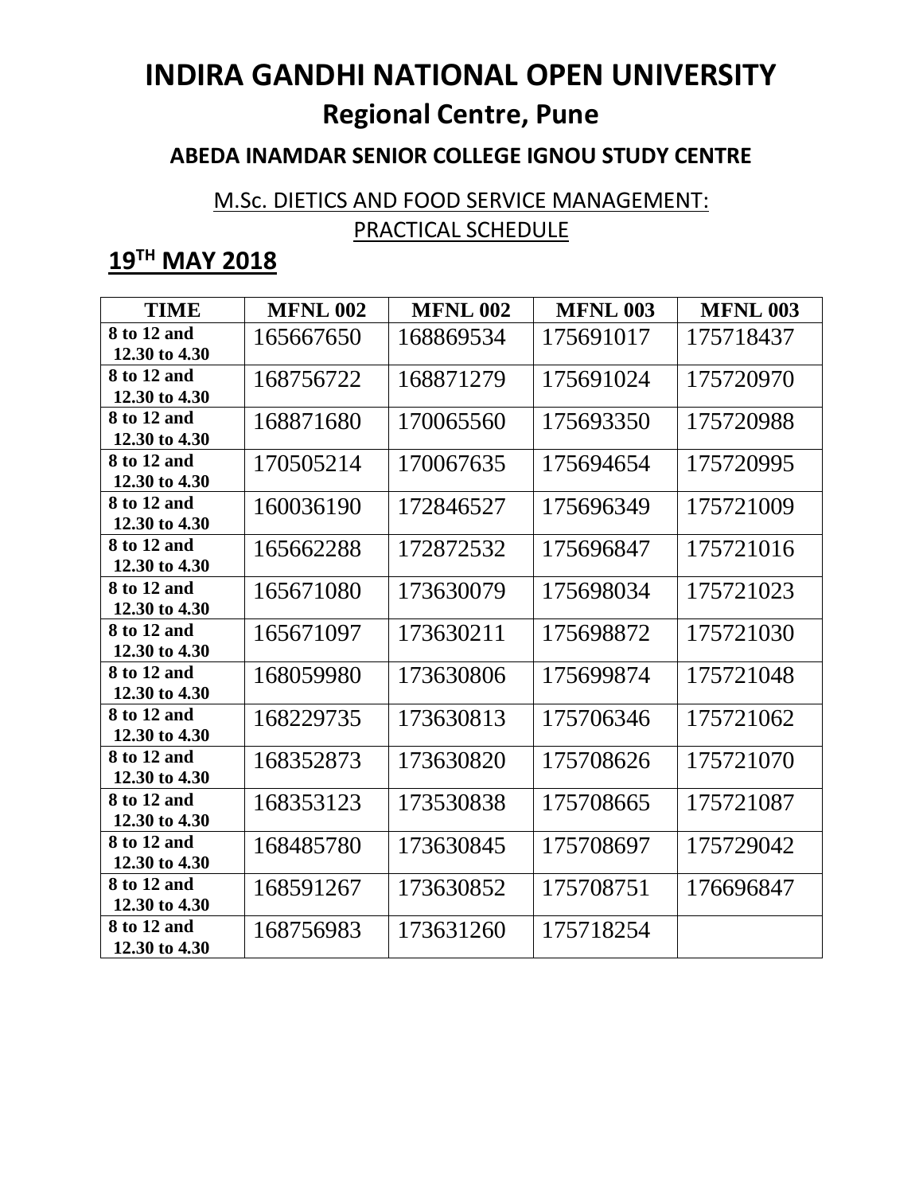# INDIRA GANDHI NATIONAL OPEN UNIVERSITY

## Regional Centre, Pune

### ABEDA INAMDAR SENIOR COLLEGE IGNOU STUDY CENTRE

M.Sc. DIETICS AND FOOD SERVICE MANAGEMENT:
PRACTICAL SCHEDULE

## 19TH MAY 2018

| TIME | MFNL 002 | MFNL 002 | MFNL 003 | MFNL 003 |
|---|---|---|---|---|
| 8 to 12 and 12.30 to 4.30 | 165667650 | 168869534 | 175691017 | 175718437 |
| 8 to 12 and 12.30 to 4.30 | 168756722 | 168871279 | 175691024 | 175720970 |
| 8 to 12 and 12.30 to 4.30 | 168871680 | 170065560 | 175693350 | 175720988 |
| 8 to 12 and 12.30 to 4.30 | 170505214 | 170067635 | 175694654 | 175720995 |
| 8 to 12 and 12.30 to 4.30 | 160036190 | 172846527 | 175696349 | 175721009 |
| 8 to 12 and 12.30 to 4.30 | 165662288 | 172872532 | 175696847 | 175721016 |
| 8 to 12 and 12.30 to 4.30 | 165671080 | 173630079 | 175698034 | 175721023 |
| 8 to 12 and 12.30 to 4.30 | 165671097 | 173630211 | 175698872 | 175721030 |
| 8 to 12 and 12.30 to 4.30 | 168059980 | 173630806 | 175699874 | 175721048 |
| 8 to 12 and 12.30 to 4.30 | 168229735 | 173630813 | 175706346 | 175721062 |
| 8 to 12 and 12.30 to 4.30 | 168352873 | 173630820 | 175708626 | 175721070 |
| 8 to 12 and 12.30 to 4.30 | 168353123 | 173530838 | 175708665 | 175721087 |
| 8 to 12 and 12.30 to 4.30 | 168485780 | 173630845 | 175708697 | 175729042 |
| 8 to 12 and 12.30 to 4.30 | 168591267 | 173630852 | 175708751 | 176696847 |
| 8 to 12 and 12.30 to 4.30 | 168756983 | 173631260 | 175718254 | |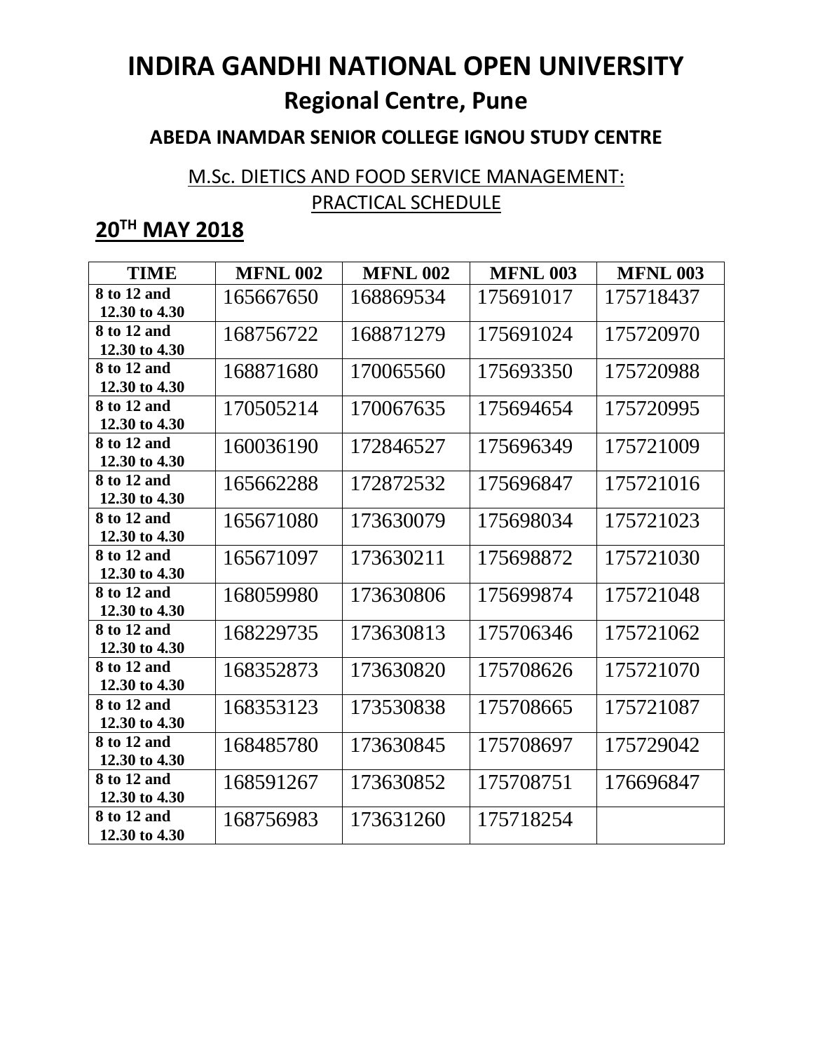# INDIRA GANDHI NATIONAL OPEN UNIVERSITY

## Regional Centre, Pune

### ABEDA INAMDAR SENIOR COLLEGE IGNOU STUDY CENTRE

M.Sc. DIETICS AND FOOD SERVICE MANAGEMENT:
PRACTICAL SCHEDULE

## 20TH MAY 2018

| TIME | MFNL 002 | MFNL 002 | MFNL 003 | MFNL 003 |
|---|---|---|---|---|
| 8 to 12 and 12.30 to 4.30 | 165667650 | 168869534 | 175691017 | 175718437 |
| 8 to 12 and 12.30 to 4.30 | 168756722 | 168871279 | 175691024 | 175720970 |
| 8 to 12 and 12.30 to 4.30 | 168871680 | 170065560 | 175693350 | 175720988 |
| 8 to 12 and 12.30 to 4.30 | 170505214 | 170067635 | 175694654 | 175720995 |
| 8 to 12 and 12.30 to 4.30 | 160036190 | 172846527 | 175696349 | 175721009 |
| 8 to 12 and 12.30 to 4.30 | 165662288 | 172872532 | 175696847 | 175721016 |
| 8 to 12 and 12.30 to 4.30 | 165671080 | 173630079 | 175698034 | 175721023 |
| 8 to 12 and 12.30 to 4.30 | 165671097 | 173630211 | 175698872 | 175721030 |
| 8 to 12 and 12.30 to 4.30 | 168059980 | 173630806 | 175699874 | 175721048 |
| 8 to 12 and 12.30 to 4.30 | 168229735 | 173630813 | 175706346 | 175721062 |
| 8 to 12 and 12.30 to 4.30 | 168352873 | 173630820 | 175708626 | 175721070 |
| 8 to 12 and 12.30 to 4.30 | 168353123 | 173530838 | 175708665 | 175721087 |
| 8 to 12 and 12.30 to 4.30 | 168485780 | 173630845 | 175708697 | 175729042 |
| 8 to 12 and 12.30 to 4.30 | 168591267 | 173630852 | 175708751 | 176696847 |
| 8 to 12 and 12.30 to 4.30 | 168756983 | 173631260 | 175718254 | |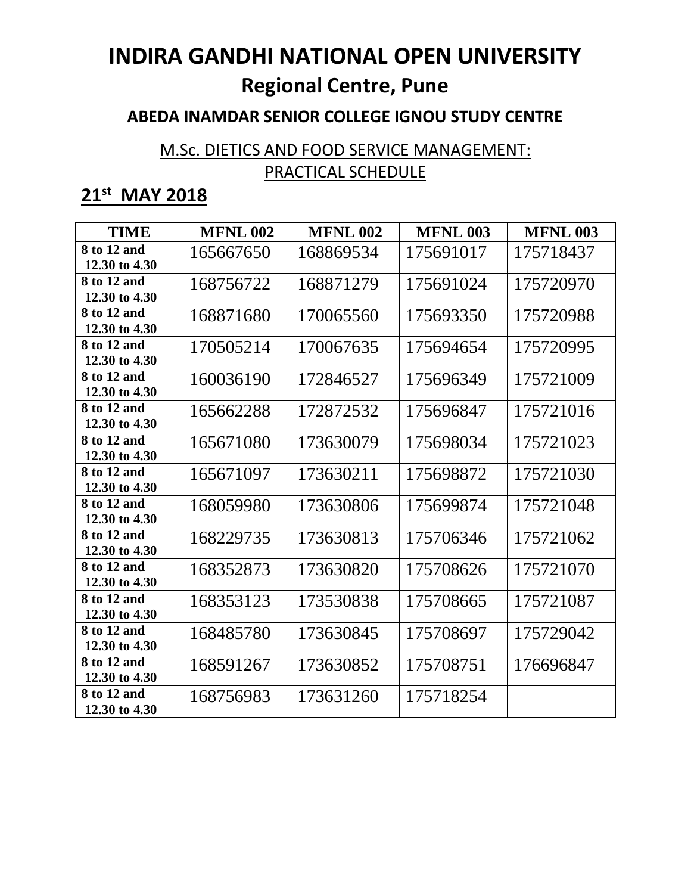# INDIRA GANDHI NATIONAL OPEN UNIVERSITY

## Regional Centre, Pune

### ABEDA INAMDAR SENIOR COLLEGE IGNOU STUDY CENTRE

M.Sc. DIETICS AND FOOD SERVICE MANAGEMENT:
PRACTICAL SCHEDULE

**21st MAY 2018**

| TIME | MFNL 002 | MFNL 002 | MFNL 003 | MFNL 003 |
|---|---|---|---|---|
| 8 to 12 and 12.30 to 4.30 | 165667650 | 168869534 | 175691017 | 175718437 |
| 8 to 12 and 12.30 to 4.30 | 168756722 | 168871279 | 175691024 | 175720970 |
| 8 to 12 and 12.30 to 4.30 | 168871680 | 170065560 | 175693350 | 175720988 |
| 8 to 12 and 12.30 to 4.30 | 170505214 | 170067635 | 175694654 | 175720995 |
| 8 to 12 and 12.30 to 4.30 | 160036190 | 172846527 | 175696349 | 175721009 |
| 8 to 12 and 12.30 to 4.30 | 165662288 | 172872532 | 175696847 | 175721016 |
| 8 to 12 and 12.30 to 4.30 | 165671080 | 173630079 | 175698034 | 175721023 |
| 8 to 12 and 12.30 to 4.30 | 165671097 | 173630211 | 175698872 | 175721030 |
| 8 to 12 and 12.30 to 4.30 | 168059980 | 173630806 | 175699874 | 175721048 |
| 8 to 12 and 12.30 to 4.30 | 168229735 | 173630813 | 175706346 | 175721062 |
| 8 to 12 and 12.30 to 4.30 | 168352873 | 173630820 | 175708626 | 175721070 |
| 8 to 12 and 12.30 to 4.30 | 168353123 | 173530838 | 175708665 | 175721087 |
| 8 to 12 and 12.30 to 4.30 | 168485780 | 173630845 | 175708697 | 175729042 |
| 8 to 12 and 12.30 to 4.30 | 168591267 | 173630852 | 175708751 | 176696847 |
| 8 to 12 and 12.30 to 4.30 | 168756983 | 173631260 | 175718254 | |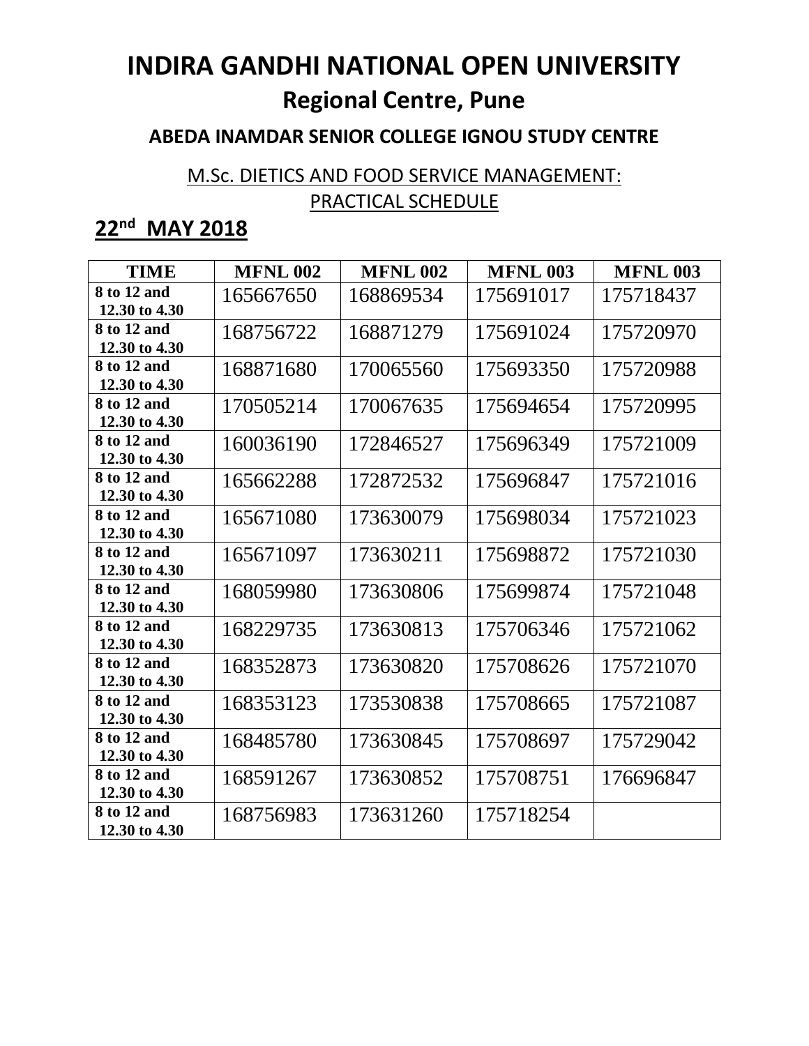# INDIRA GANDHI NATIONAL OPEN UNIVERSITY

## Regional Centre, Pune

### ABEDA INAMDAR SENIOR COLLEGE IGNOU STUDY CENTRE

M.Sc. DIETICS AND FOOD SERVICE MANAGEMENT:
PRACTICAL SCHEDULE

## 22nd MAY 2018

| TIME | MFNL 002 | MFNL 002 | MFNL 003 | MFNL 003 |
|---|---|---|---|---|
| 8 to 12 and 12.30 to 4.30 | 165667650 | 168869534 | 175691017 | 175718437 |
| 8 to 12 and 12.30 to 4.30 | 168756722 | 168871279 | 175691024 | 175720970 |
| 8 to 12 and 12.30 to 4.30 | 168871680 | 170065560 | 175693350 | 175720988 |
| 8 to 12 and 12.30 to 4.30 | 170505214 | 170067635 | 175694654 | 175720995 |
| 8 to 12 and 12.30 to 4.30 | 160036190 | 172846527 | 175696349 | 175721009 |
| 8 to 12 and 12.30 to 4.30 | 165662288 | 172872532 | 175696847 | 175721016 |
| 8 to 12 and 12.30 to 4.30 | 165671080 | 173630079 | 175698034 | 175721023 |
| 8 to 12 and 12.30 to 4.30 | 165671097 | 173630211 | 175698872 | 175721030 |
| 8 to 12 and 12.30 to 4.30 | 168059980 | 173630806 | 175699874 | 175721048 |
| 8 to 12 and 12.30 to 4.30 | 168229735 | 173630813 | 175706346 | 175721062 |
| 8 to 12 and 12.30 to 4.30 | 168352873 | 173630820 | 175708626 | 175721070 |
| 8 to 12 and 12.30 to 4.30 | 168353123 | 173530838 | 175708665 | 175721087 |
| 8 to 12 and 12.30 to 4.30 | 168485780 | 173630845 | 175708697 | 175729042 |
| 8 to 12 and 12.30 to 4.30 | 168591267 | 173630852 | 175708751 | 176696847 |
| 8 to 12 and 12.30 to 4.30 | 168756983 | 173631260 | 175718254 | |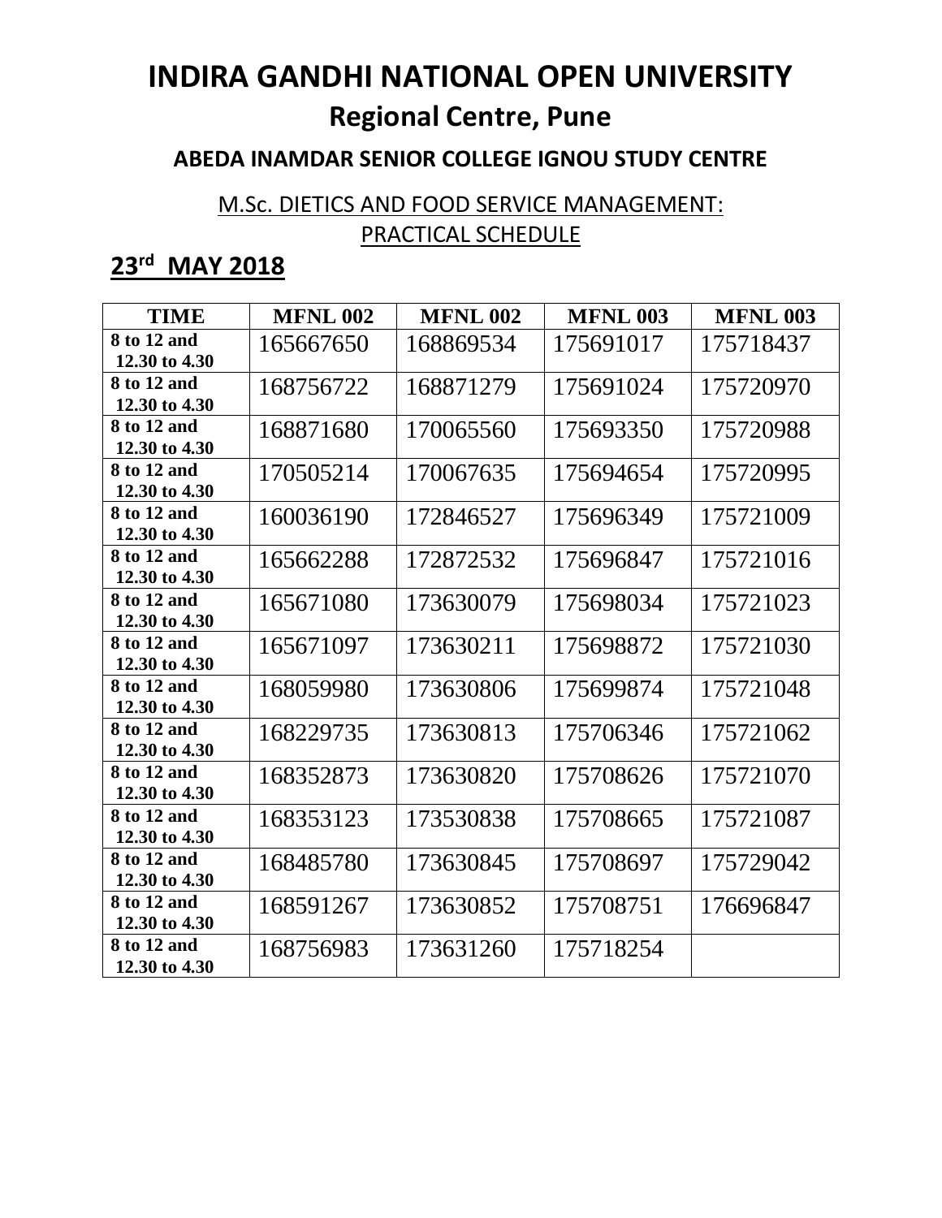# INDIRA GANDHI NATIONAL OPEN UNIVERSITY

## Regional Centre, Pune

### ABEDA INAMDAR SENIOR COLLEGE IGNOU STUDY CENTRE

M.Sc. DIETICS AND FOOD SERVICE MANAGEMENT:
PRACTICAL SCHEDULE

**23rd MAY 2018**

| TIME | MFNL 002 | MFNL 002 | MFNL 003 | MFNL 003 |
|---|---|---|---|---|
| 8 to 12 and 12.30 to 4.30 | 165667650 | 168869534 | 175691017 | 175718437 |
| 8 to 12 and 12.30 to 4.30 | 168756722 | 168871279 | 175691024 | 175720970 |
| 8 to 12 and 12.30 to 4.30 | 168871680 | 170065560 | 175693350 | 175720988 |
| 8 to 12 and 12.30 to 4.30 | 170505214 | 170067635 | 175694654 | 175720995 |
| 8 to 12 and 12.30 to 4.30 | 160036190 | 172846527 | 175696349 | 175721009 |
| 8 to 12 and 12.30 to 4.30 | 165662288 | 172872532 | 175696847 | 175721016 |
| 8 to 12 and 12.30 to 4.30 | 165671080 | 173630079 | 175698034 | 175721023 |
| 8 to 12 and 12.30 to 4.30 | 165671097 | 173630211 | 175698872 | 175721030 |
| 8 to 12 and 12.30 to 4.30 | 168059980 | 173630806 | 175699874 | 175721048 |
| 8 to 12 and 12.30 to 4.30 | 168229735 | 173630813 | 175706346 | 175721062 |
| 8 to 12 and 12.30 to 4.30 | 168352873 | 173630820 | 175708626 | 175721070 |
| 8 to 12 and 12.30 to 4.30 | 168353123 | 173530838 | 175708665 | 175721087 |
| 8 to 12 and 12.30 to 4.30 | 168485780 | 173630845 | 175708697 | 175729042 |
| 8 to 12 and 12.30 to 4.30 | 168591267 | 173630852 | 175708751 | 176696847 |
| 8 to 12 and 12.30 to 4.30 | 168756983 | 173631260 | 175718254 | |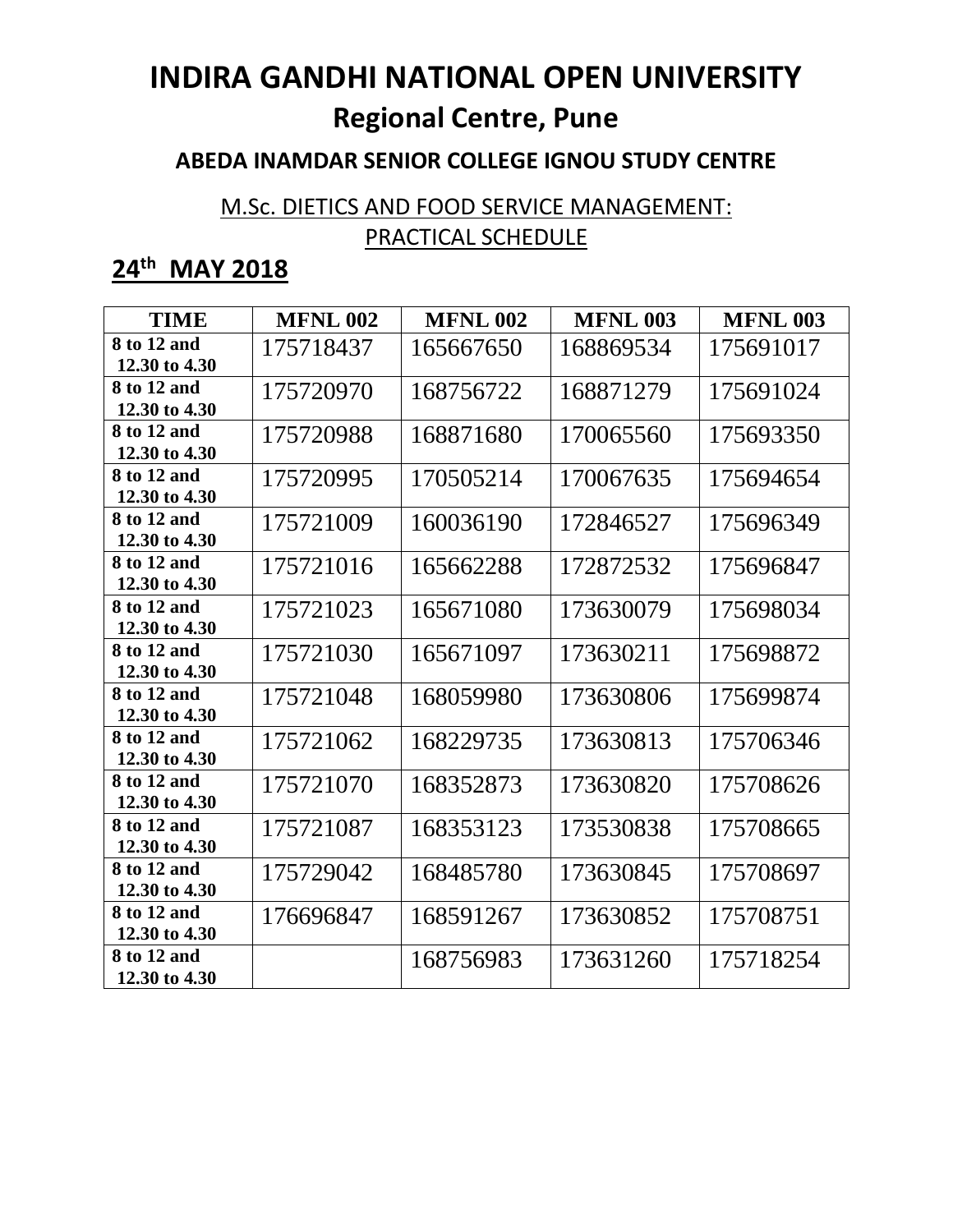# INDIRA GANDHI NATIONAL OPEN UNIVERSITY

## Regional Centre, Pune

### ABEDA INAMDAR SENIOR COLLEGE IGNOU STUDY CENTRE

M.Sc. DIETICS AND FOOD SERVICE MANAGEMENT:
PRACTICAL SCHEDULE

**24th MAY 2018**

| TIME | MFNL 002 | MFNL 002 | MFNL 003 | MFNL 003 |
|---|---|---|---|---|
| 8 to 12 and 12.30 to 4.30 | 175718437 | 165667650 | 168869534 | 175691017 |
| 8 to 12 and 12.30 to 4.30 | 175720970 | 168756722 | 168871279 | 175691024 |
| 8 to 12 and 12.30 to 4.30 | 175720988 | 168871680 | 170065560 | 175693350 |
| 8 to 12 and 12.30 to 4.30 | 175720995 | 170505214 | 170067635 | 175694654 |
| 8 to 12 and 12.30 to 4.30 | 175721009 | 160036190 | 172846527 | 175696349 |
| 8 to 12 and 12.30 to 4.30 | 175721016 | 165662288 | 172872532 | 175696847 |
| 8 to 12 and 12.30 to 4.30 | 175721023 | 165671080 | 173630079 | 175698034 |
| 8 to 12 and 12.30 to 4.30 | 175721030 | 165671097 | 173630211 | 175698872 |
| 8 to 12 and 12.30 to 4.30 | 175721048 | 168059980 | 173630806 | 175699874 |
| 8 to 12 and 12.30 to 4.30 | 175721062 | 168229735 | 173630813 | 175706346 |
| 8 to 12 and 12.30 to 4.30 | 175721070 | 168352873 | 173630820 | 175708626 |
| 8 to 12 and 12.30 to 4.30 | 175721087 | 168353123 | 173530838 | 175708665 |
| 8 to 12 and 12.30 to 4.30 | 175729042 | 168485780 | 173630845 | 175708697 |
| 8 to 12 and 12.30 to 4.30 | 176696847 | 168591267 | 173630852 | 175708751 |
| 8 to 12 and 12.30 to 4.30 | | 168756983 | 173631260 | 175718254 |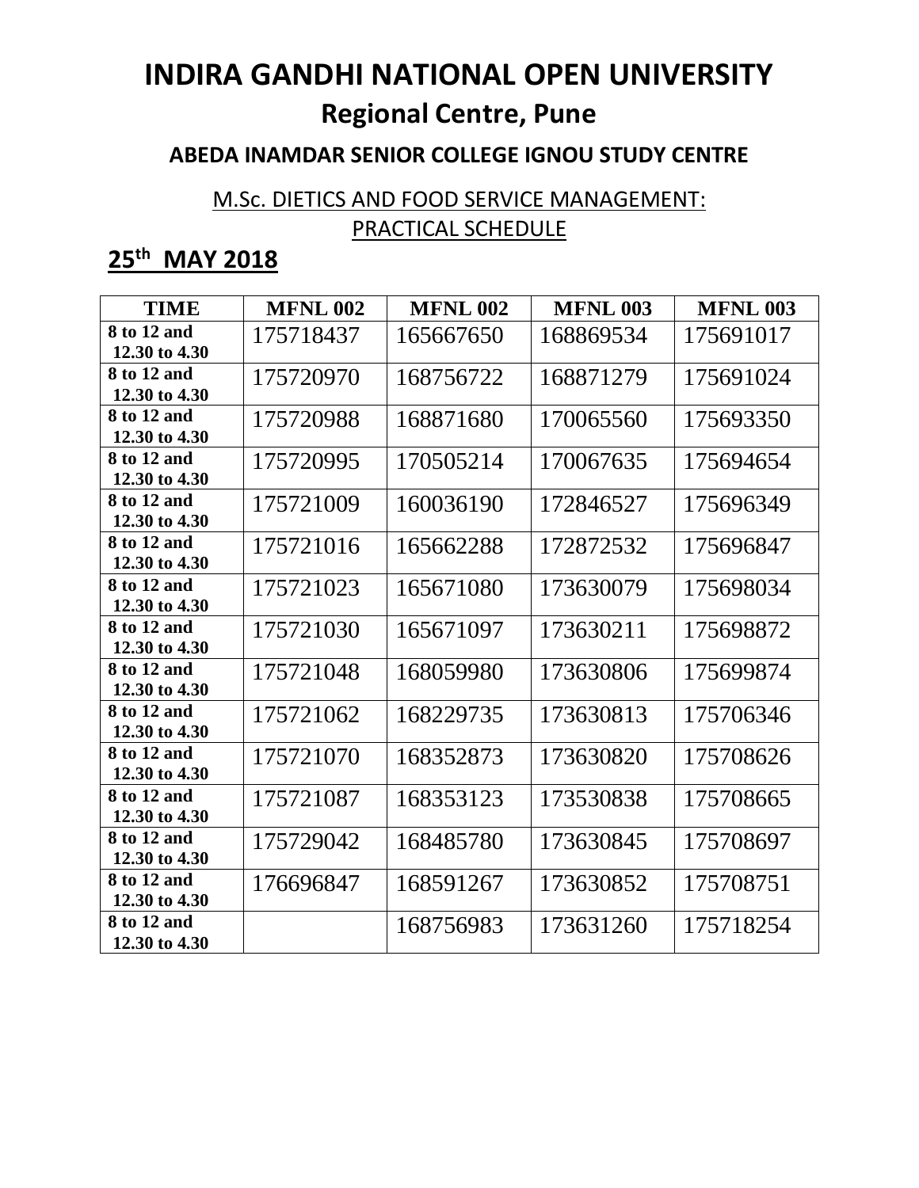# INDIRA GANDHI NATIONAL OPEN UNIVERSITY

## Regional Centre, Pune

### ABEDA INAMDAR SENIOR COLLEGE IGNOU STUDY CENTRE

M.Sc. DIETICS AND FOOD SERVICE MANAGEMENT:
PRACTICAL SCHEDULE

**25th MAY 2018**

| TIME | MFNL 002 | MFNL 002 | MFNL 003 | MFNL 003 |
|---|---|---|---|---|
| 8 to 12 and 12.30 to 4.30 | 175718437 | 165667650 | 168869534 | 175691017 |
| 8 to 12 and 12.30 to 4.30 | 175720970 | 168756722 | 168871279 | 175691024 |
| 8 to 12 and 12.30 to 4.30 | 175720988 | 168871680 | 170065560 | 175693350 |
| 8 to 12 and 12.30 to 4.30 | 175720995 | 170505214 | 170067635 | 175694654 |
| 8 to 12 and 12.30 to 4.30 | 175721009 | 160036190 | 172846527 | 175696349 |
| 8 to 12 and 12.30 to 4.30 | 175721016 | 165662288 | 172872532 | 175696847 |
| 8 to 12 and 12.30 to 4.30 | 175721023 | 165671080 | 173630079 | 175698034 |
| 8 to 12 and 12.30 to 4.30 | 175721030 | 165671097 | 173630211 | 175698872 |
| 8 to 12 and 12.30 to 4.30 | 175721048 | 168059980 | 173630806 | 175699874 |
| 8 to 12 and 12.30 to 4.30 | 175721062 | 168229735 | 173630813 | 175706346 |
| 8 to 12 and 12.30 to 4.30 | 175721070 | 168352873 | 173630820 | 175708626 |
| 8 to 12 and 12.30 to 4.30 | 175721087 | 168353123 | 173530838 | 175708665 |
| 8 to 12 and 12.30 to 4.30 | 175729042 | 168485780 | 173630845 | 175708697 |
| 8 to 12 and 12.30 to 4.30 | 176696847 | 168591267 | 173630852 | 175708751 |
| 8 to 12 and 12.30 to 4.30 | | 168756983 | 173631260 | 175718254 |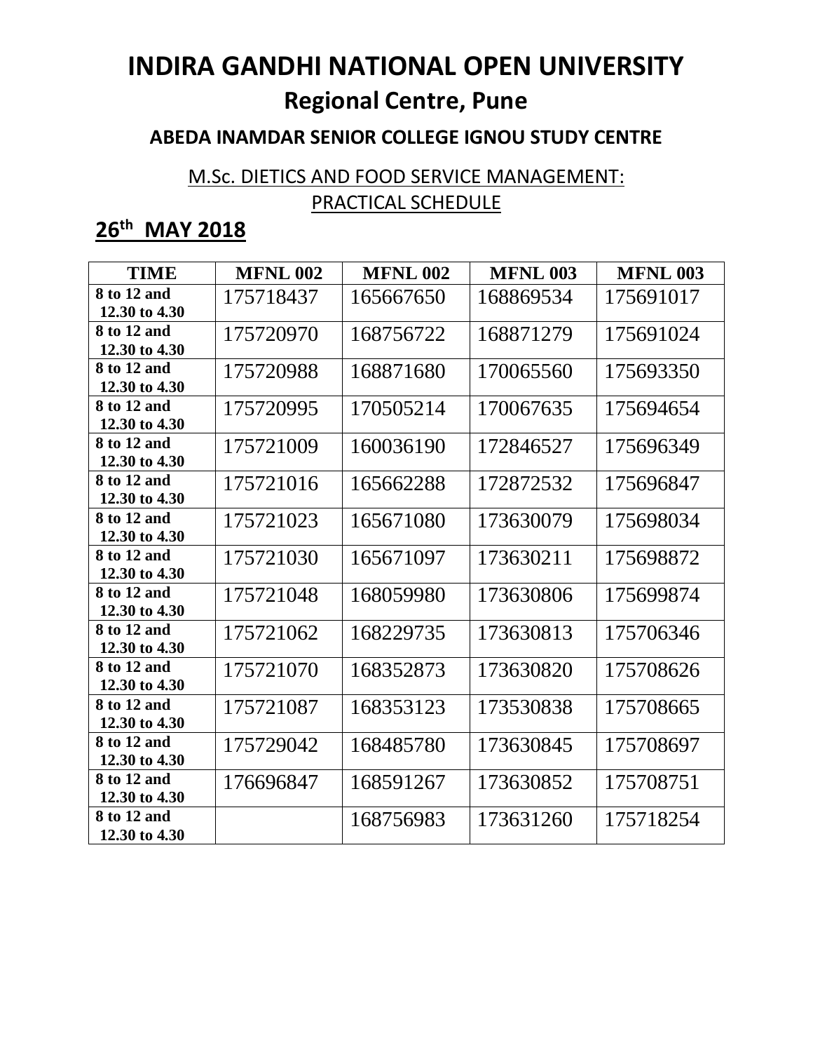# INDIRA GANDHI NATIONAL OPEN UNIVERSITY

## Regional Centre, Pune

### ABEDA INAMDAR SENIOR COLLEGE IGNOU STUDY CENTRE

M.Sc. DIETICS AND FOOD SERVICE MANAGEMENT:
PRACTICAL SCHEDULE

## 26th MAY 2018

| TIME | MFNL 002 | MFNL 002 | MFNL 003 | MFNL 003 |
|---|---|---|---|---|
| 8 to 12 and 12.30 to 4.30 | 175718437 | 165667650 | 168869534 | 175691017 |
| 8 to 12 and 12.30 to 4.30 | 175720970 | 168756722 | 168871279 | 175691024 |
| 8 to 12 and 12.30 to 4.30 | 175720988 | 168871680 | 170065560 | 175693350 |
| 8 to 12 and 12.30 to 4.30 | 175720995 | 170505214 | 170067635 | 175694654 |
| 8 to 12 and 12.30 to 4.30 | 175721009 | 160036190 | 172846527 | 175696349 |
| 8 to 12 and 12.30 to 4.30 | 175721016 | 165662288 | 172872532 | 175696847 |
| 8 to 12 and 12.30 to 4.30 | 175721023 | 165671080 | 173630079 | 175698034 |
| 8 to 12 and 12.30 to 4.30 | 175721030 | 165671097 | 173630211 | 175698872 |
| 8 to 12 and 12.30 to 4.30 | 175721048 | 168059980 | 173630806 | 175699874 |
| 8 to 12 and 12.30 to 4.30 | 175721062 | 168229735 | 173630813 | 175706346 |
| 8 to 12 and 12.30 to 4.30 | 175721070 | 168352873 | 173630820 | 175708626 |
| 8 to 12 and 12.30 to 4.30 | 175721087 | 168353123 | 173530838 | 175708665 |
| 8 to 12 and 12.30 to 4.30 | 175729042 | 168485780 | 173630845 | 175708697 |
| 8 to 12 and 12.30 to 4.30 | 176696847 | 168591267 | 173630852 | 175708751 |
| 8 to 12 and 12.30 to 4.30 | | 168756983 | 173631260 | 175718254 |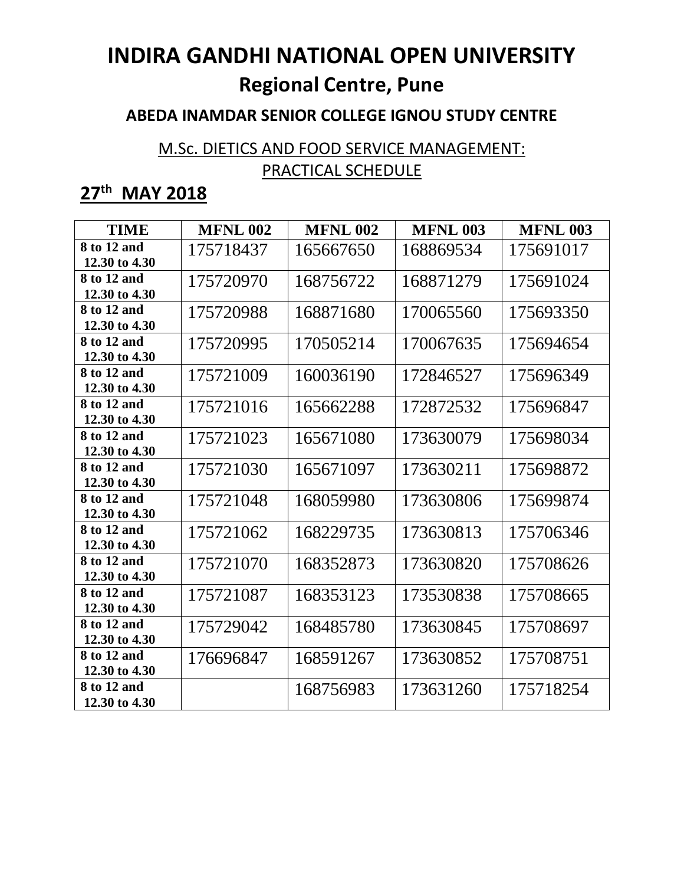# INDIRA GANDHI NATIONAL OPEN UNIVERSITY

## Regional Centre, Pune

### ABEDA INAMDAR SENIOR COLLEGE IGNOU STUDY CENTRE

M.Sc. DIETICS AND FOOD SERVICE MANAGEMENT:
PRACTICAL SCHEDULE

## 27th MAY 2018

| TIME | MFNL 002 | MFNL 002 | MFNL 003 | MFNL 003 |
|---|---|---|---|---|
| 8 to 12 and 12.30 to 4.30 | 175718437 | 165667650 | 168869534 | 175691017 |
| 8 to 12 and 12.30 to 4.30 | 175720970 | 168756722 | 168871279 | 175691024 |
| 8 to 12 and 12.30 to 4.30 | 175720988 | 168871680 | 170065560 | 175693350 |
| 8 to 12 and 12.30 to 4.30 | 175720995 | 170505214 | 170067635 | 175694654 |
| 8 to 12 and 12.30 to 4.30 | 175721009 | 160036190 | 172846527 | 175696349 |
| 8 to 12 and 12.30 to 4.30 | 175721016 | 165662288 | 172872532 | 175696847 |
| 8 to 12 and 12.30 to 4.30 | 175721023 | 165671080 | 173630079 | 175698034 |
| 8 to 12 and 12.30 to 4.30 | 175721030 | 165671097 | 173630211 | 175698872 |
| 8 to 12 and 12.30 to 4.30 | 175721048 | 168059980 | 173630806 | 175699874 |
| 8 to 12 and 12.30 to 4.30 | 175721062 | 168229735 | 173630813 | 175706346 |
| 8 to 12 and 12.30 to 4.30 | 175721070 | 168352873 | 173630820 | 175708626 |
| 8 to 12 and 12.30 to 4.30 | 175721087 | 168353123 | 173530838 | 175708665 |
| 8 to 12 and 12.30 to 4.30 | 175729042 | 168485780 | 173630845 | 175708697 |
| 8 to 12 and 12.30 to 4.30 | 176696847 | 168591267 | 173630852 | 175708751 |
| 8 to 12 and 12.30 to 4.30 | | 168756983 | 173631260 | 175718254 |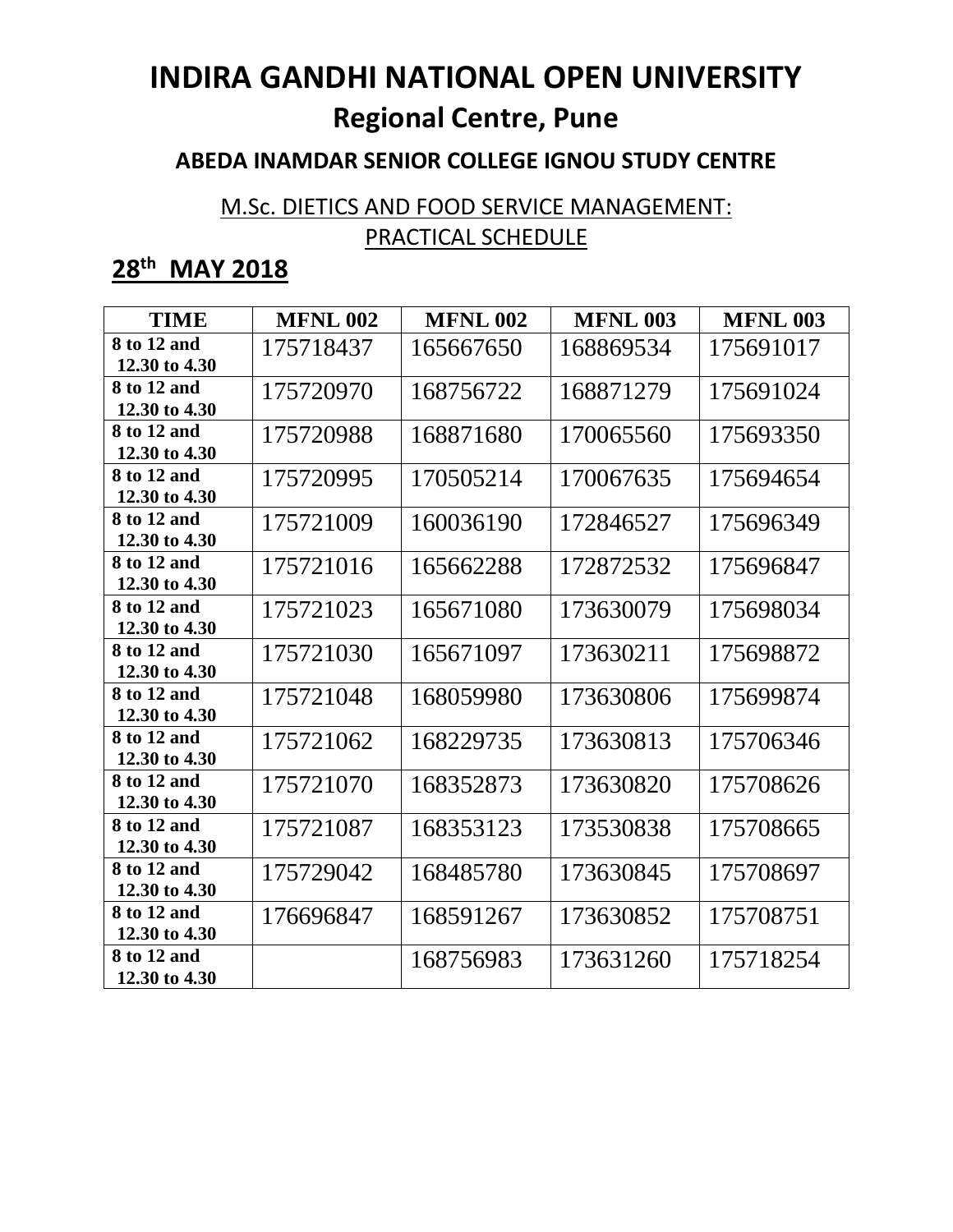# INDIRA GANDHI NATIONAL OPEN UNIVERSITY

## Regional Centre, Pune

### ABEDA INAMDAR SENIOR COLLEGE IGNOU STUDY CENTRE

M.Sc. DIETICS AND FOOD SERVICE MANAGEMENT:
PRACTICAL SCHEDULE

**28th MAY 2018**

| TIME | MFNL 002 | MFNL 002 | MFNL 003 | MFNL 003 |
|---|---|---|---|---|
| 8 to 12 and 12.30 to 4.30 | 175718437 | 165667650 | 168869534 | 175691017 |
| 8 to 12 and 12.30 to 4.30 | 175720970 | 168756722 | 168871279 | 175691024 |
| 8 to 12 and 12.30 to 4.30 | 175720988 | 168871680 | 170065560 | 175693350 |
| 8 to 12 and 12.30 to 4.30 | 175720995 | 170505214 | 170067635 | 175694654 |
| 8 to 12 and 12.30 to 4.30 | 175721009 | 160036190 | 172846527 | 175696349 |
| 8 to 12 and 12.30 to 4.30 | 175721016 | 165662288 | 172872532 | 175696847 |
| 8 to 12 and 12.30 to 4.30 | 175721023 | 165671080 | 173630079 | 175698034 |
| 8 to 12 and 12.30 to 4.30 | 175721030 | 165671097 | 173630211 | 175698872 |
| 8 to 12 and 12.30 to 4.30 | 175721048 | 168059980 | 173630806 | 175699874 |
| 8 to 12 and 12.30 to 4.30 | 175721062 | 168229735 | 173630813 | 175706346 |
| 8 to 12 and 12.30 to 4.30 | 175721070 | 168352873 | 173630820 | 175708626 |
| 8 to 12 and 12.30 to 4.30 | 175721087 | 168353123 | 173530838 | 175708665 |
| 8 to 12 and 12.30 to 4.30 | 175729042 | 168485780 | 173630845 | 175708697 |
| 8 to 12 and 12.30 to 4.30 | 176696847 | 168591267 | 173630852 | 175708751 |
| 8 to 12 and 12.30 to 4.30 | | 168756983 | 173631260 | 175718254 |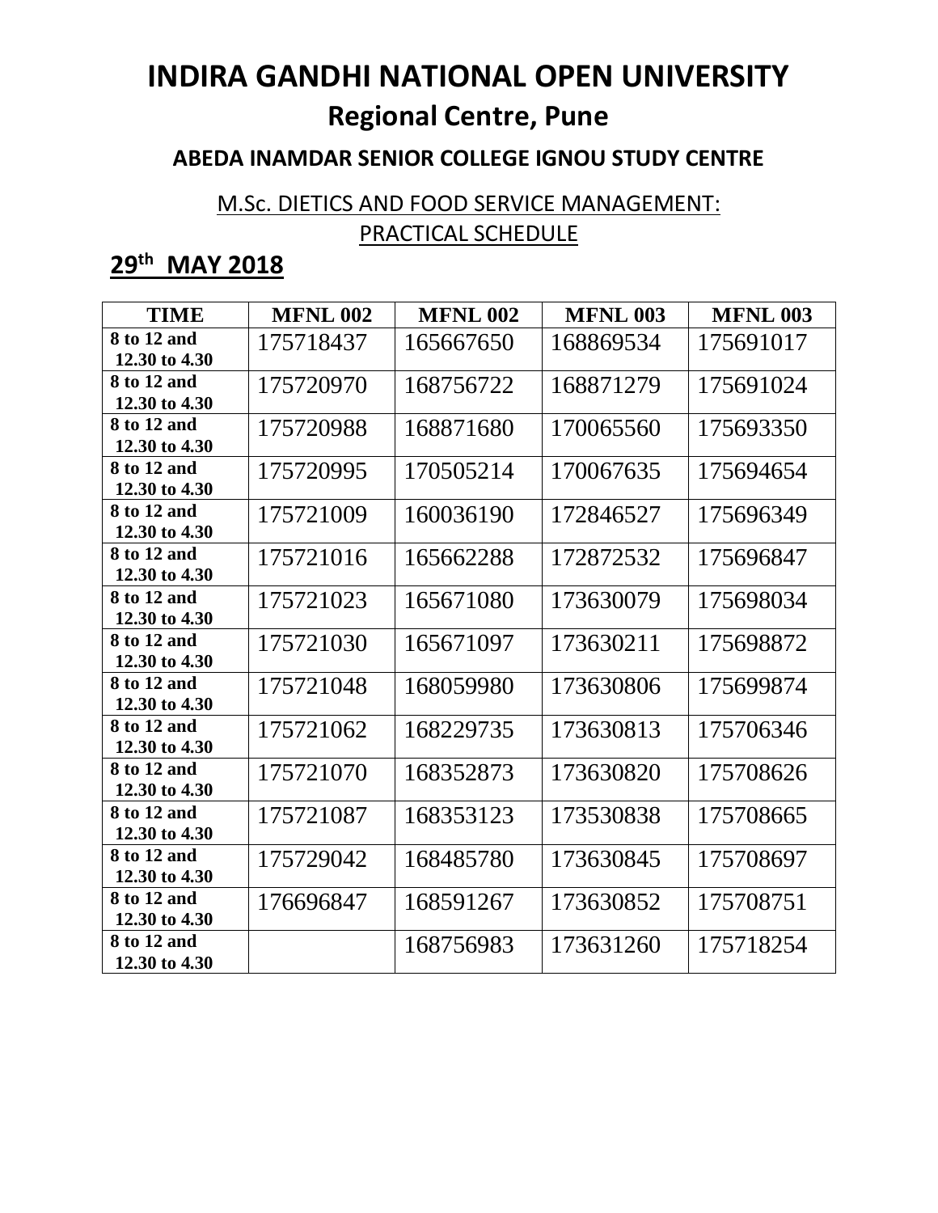# INDIRA GANDHI NATIONAL OPEN UNIVERSITY

## Regional Centre, Pune

### ABEDA INAMDAR SENIOR COLLEGE IGNOU STUDY CENTRE

M.Sc. DIETICS AND FOOD SERVICE MANAGEMENT:
PRACTICAL SCHEDULE

## 29th MAY 2018

| TIME | MFNL 002 | MFNL 002 | MFNL 003 | MFNL 003 |
|---|---|---|---|---|
| 8 to 12 and 12.30 to 4.30 | 175718437 | 165667650 | 168869534 | 175691017 |
| 8 to 12 and 12.30 to 4.30 | 175720970 | 168756722 | 168871279 | 175691024 |
| 8 to 12 and 12.30 to 4.30 | 175720988 | 168871680 | 170065560 | 175693350 |
| 8 to 12 and 12.30 to 4.30 | 175720995 | 170505214 | 170067635 | 175694654 |
| 8 to 12 and 12.30 to 4.30 | 175721009 | 160036190 | 172846527 | 175696349 |
| 8 to 12 and 12.30 to 4.30 | 175721016 | 165662288 | 172872532 | 175696847 |
| 8 to 12 and 12.30 to 4.30 | 175721023 | 165671080 | 173630079 | 175698034 |
| 8 to 12 and 12.30 to 4.30 | 175721030 | 165671097 | 173630211 | 175698872 |
| 8 to 12 and 12.30 to 4.30 | 175721048 | 168059980 | 173630806 | 175699874 |
| 8 to 12 and 12.30 to 4.30 | 175721062 | 168229735 | 173630813 | 175706346 |
| 8 to 12 and 12.30 to 4.30 | 175721070 | 168352873 | 173630820 | 175708626 |
| 8 to 12 and 12.30 to 4.30 | 175721087 | 168353123 | 173530838 | 175708665 |
| 8 to 12 and 12.30 to 4.30 | 175729042 | 168485780 | 173630845 | 175708697 |
| 8 to 12 and 12.30 to 4.30 | 176696847 | 168591267 | 173630852 | 175708751 |
| 8 to 12 and 12.30 to 4.30 | | 168756983 | 173631260 | 175718254 |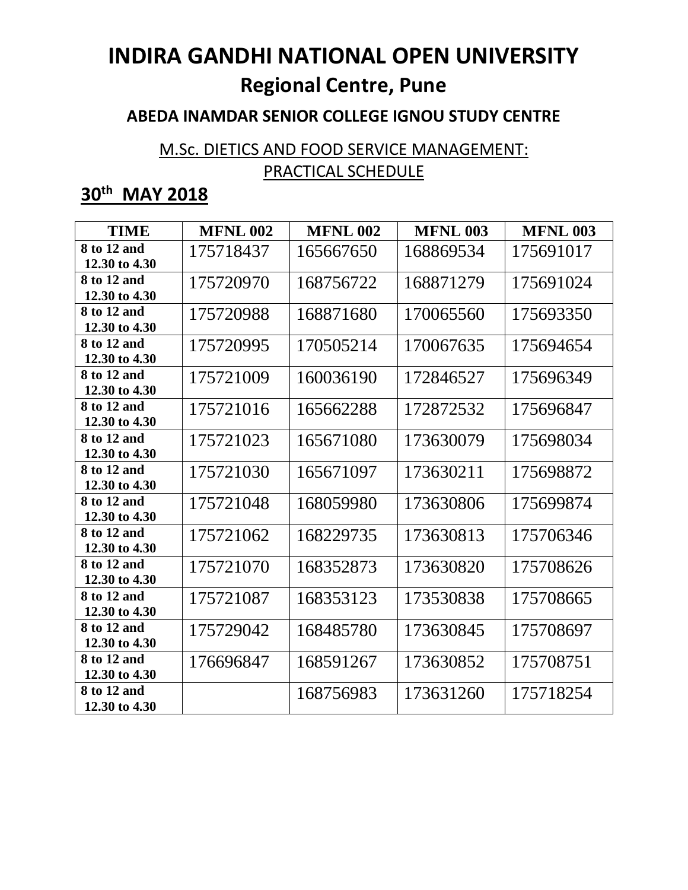# INDIRA GANDHI NATIONAL OPEN UNIVERSITY

## Regional Centre, Pune

### ABEDA INAMDAR SENIOR COLLEGE IGNOU STUDY CENTRE

M.Sc. DIETICS AND FOOD SERVICE MANAGEMENT:
PRACTICAL SCHEDULE

**30th MAY 2018**

| TIME | MFNL 002 | MFNL 002 | MFNL 003 | MFNL 003 |
|---|---|---|---|---|
| 8 to 12 and 12.30 to 4.30 | 175718437 | 165667650 | 168869534 | 175691017 |
| 8 to 12 and 12.30 to 4.30 | 175720970 | 168756722 | 168871279 | 175691024 |
| 8 to 12 and 12.30 to 4.30 | 175720988 | 168871680 | 170065560 | 175693350 |
| 8 to 12 and 12.30 to 4.30 | 175720995 | 170505214 | 170067635 | 175694654 |
| 8 to 12 and 12.30 to 4.30 | 175721009 | 160036190 | 172846527 | 175696349 |
| 8 to 12 and 12.30 to 4.30 | 175721016 | 165662288 | 172872532 | 175696847 |
| 8 to 12 and 12.30 to 4.30 | 175721023 | 165671080 | 173630079 | 175698034 |
| 8 to 12 and 12.30 to 4.30 | 175721030 | 165671097 | 173630211 | 175698872 |
| 8 to 12 and 12.30 to 4.30 | 175721048 | 168059980 | 173630806 | 175699874 |
| 8 to 12 and 12.30 to 4.30 | 175721062 | 168229735 | 173630813 | 175706346 |
| 8 to 12 and 12.30 to 4.30 | 175721070 | 168352873 | 173630820 | 175708626 |
| 8 to 12 and 12.30 to 4.30 | 175721087 | 168353123 | 173530838 | 175708665 |
| 8 to 12 and 12.30 to 4.30 | 175729042 | 168485780 | 173630845 | 175708697 |
| 8 to 12 and 12.30 to 4.30 | 176696847 | 168591267 | 173630852 | 175708751 |
| 8 to 12 and 12.30 to 4.30 | | 168756983 | 173631260 | 175718254 |